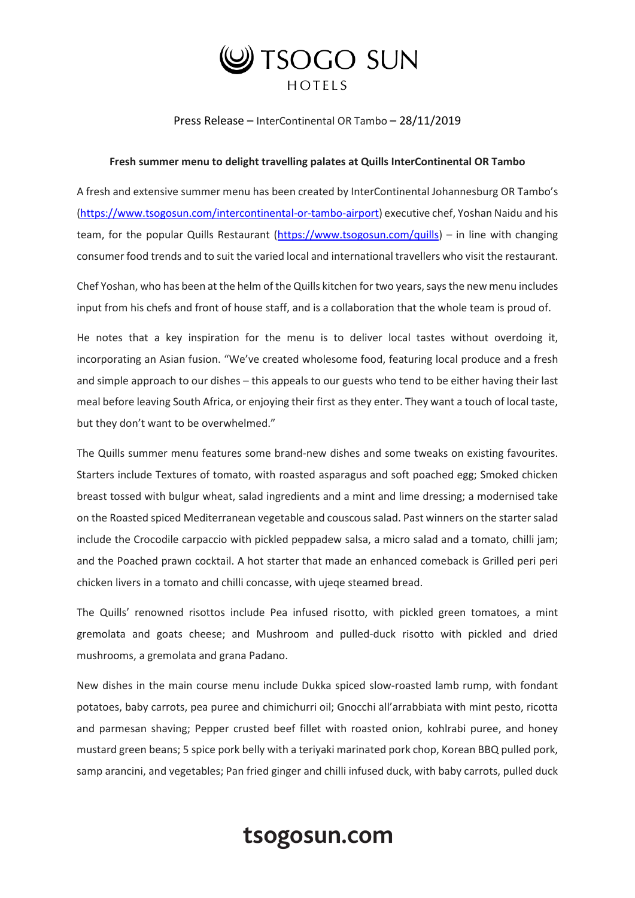Press Release – InterContinental OR Tambo – 28/11/2019

**Fresh summer menu to delight travelling palates at Quills InterContinental OR Tambo**

A fresh and extensive summer menu has been created by InterContinental Johannesburg OR Tambo's (https://www.tsogosun.com/intercontinental-or-tambo-airport) executive chef, Yoshan Naidu and his team, for the popular Quills Restaurant (https://www.tsogosun.com/quills) – in line with changing consumer food trends and to suit the varied local and international travellers who visit the restaurant.

Chef Yoshan, who has been at the helm of the Quills kitchen for two years, says the new menu includes input from his chefs and front of house staff, and is a collaboration that the whole team is proud of.

He notes that a key inspiration for the menu is to deliver local tastes without overdoing it, incorporating an Asian fusion. "We've created wholesome food, featuring local produce and a fresh and simple approach to our dishes – this appeals to our guests who tend to be either having their last meal before leaving South Africa, or enjoying their first as they enter. They want a touch of local taste, but they don't want to be overwhelmed."

The Quills summer menu features some brand-new dishes and some tweaks on existing favourites. Starters include Textures of tomato, with roasted asparagus and soft poached egg; Smoked chicken breast tossed with bulgur wheat, salad ingredients and a mint and lime dressing; a modernised take on the Roasted spiced Mediterranean vegetable and couscous salad. Past winners on the starter salad include the Crocodile carpaccio with pickled peppadew salsa, a micro salad and a tomato, chilli jam; and the Poached prawn cocktail. A hot starter that made an enhanced comeback is Grilled peri peri chicken livers in a tomato and chilli concasse, with ujeqe steamed bread.

The Quills' renowned risottos include Pea infused risotto, with pickled green tomatoes, a mint gremolata and goats cheese; and Mushroom and pulled-duck risotto with pickled and dried mushrooms, a gremolata and grana Padano.

New dishes in the main course menu include Dukka spiced slow-roasted lamb rump, with fondant potatoes, baby carrots, pea puree and chimichurri oil; Gnocchi all'arrabbiata with mint pesto, ricotta and parmesan shaving; Pepper crusted beef fillet with roasted onion, kohlrabi puree, and honey mustard green beans; 5 spice pork belly with a teriyaki marinated pork chop, Korean BBQ pulled pork, samp arancini, and vegetables; Pan fried ginger and chilli infused duck, with baby carrots, pulled duck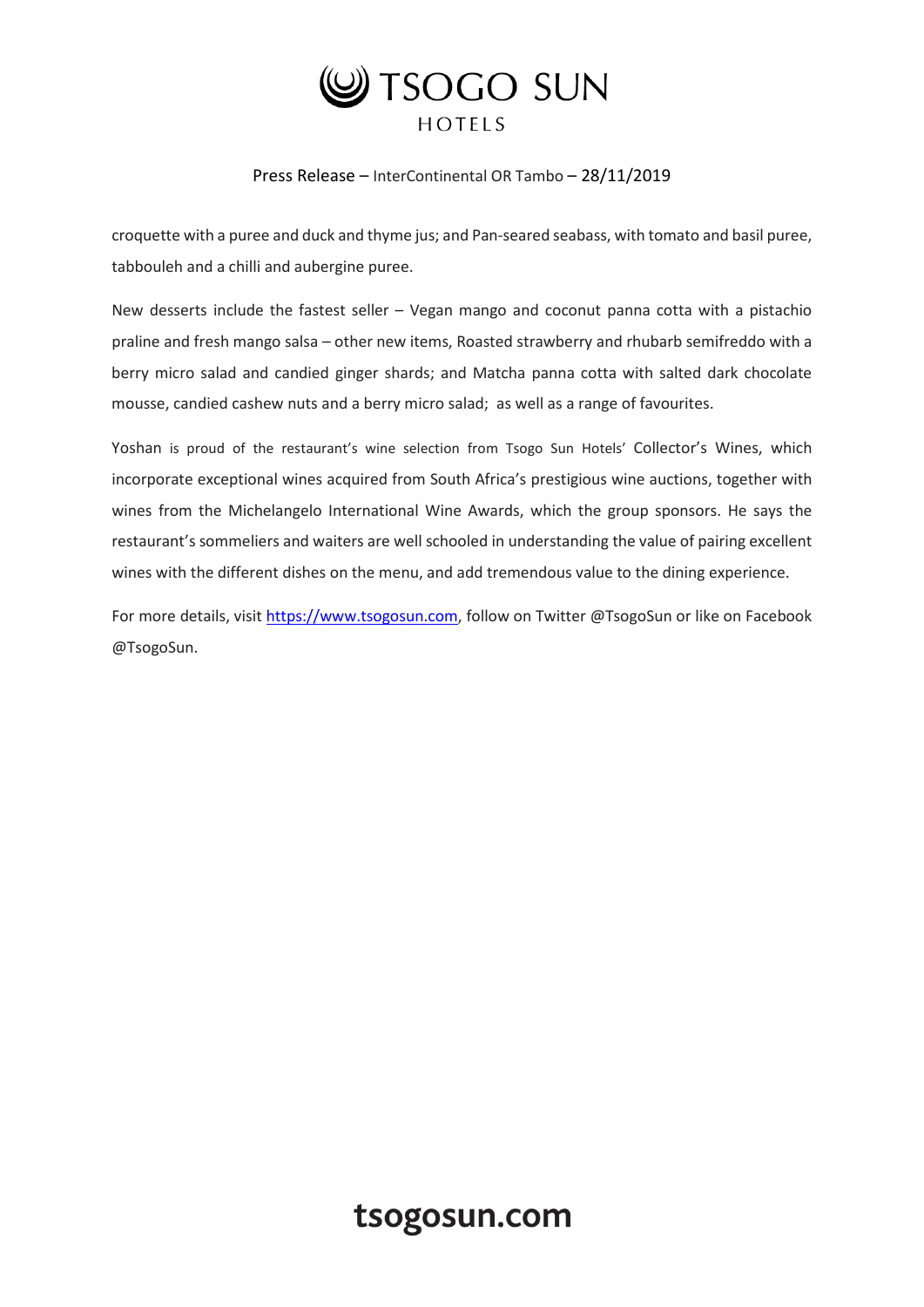croquette with a puree and duck and thyme jus; and Pan-seared seabass, with tomato and basil puree, tabbouleh and a chilli and aubergine puree.

New desserts include the fastest seller – Vegan mango and coconut panna cotta with a pistachio praline and fresh mango salsa – other new items, Roasted strawberry and rhubarb semifreddo with a berry micro salad and candied ginger shards; and Matcha panna cotta with salted dark chocolate mousse, candied cashew nuts and a berry micro salad;  as well as a range of favourites.

Yoshan is proud of the restaurant's wine selection from Tsogo Sun Hotels' Collector's Wines, which incorporate exceptional wines acquired from South Africa's prestigious wine auctions, together with wines from the Michelangelo International Wine Awards, which the group sponsors. He says the restaurant's sommeliers and waiters are well schooled in understanding the value of pairing excellent wines with the different dishes on the menu, and add tremendous value to the dining experience.

For more details, visit https://www.tsogosun.com, follow on Twitter @TsogoSun or like on Facebook @TsogoSun.